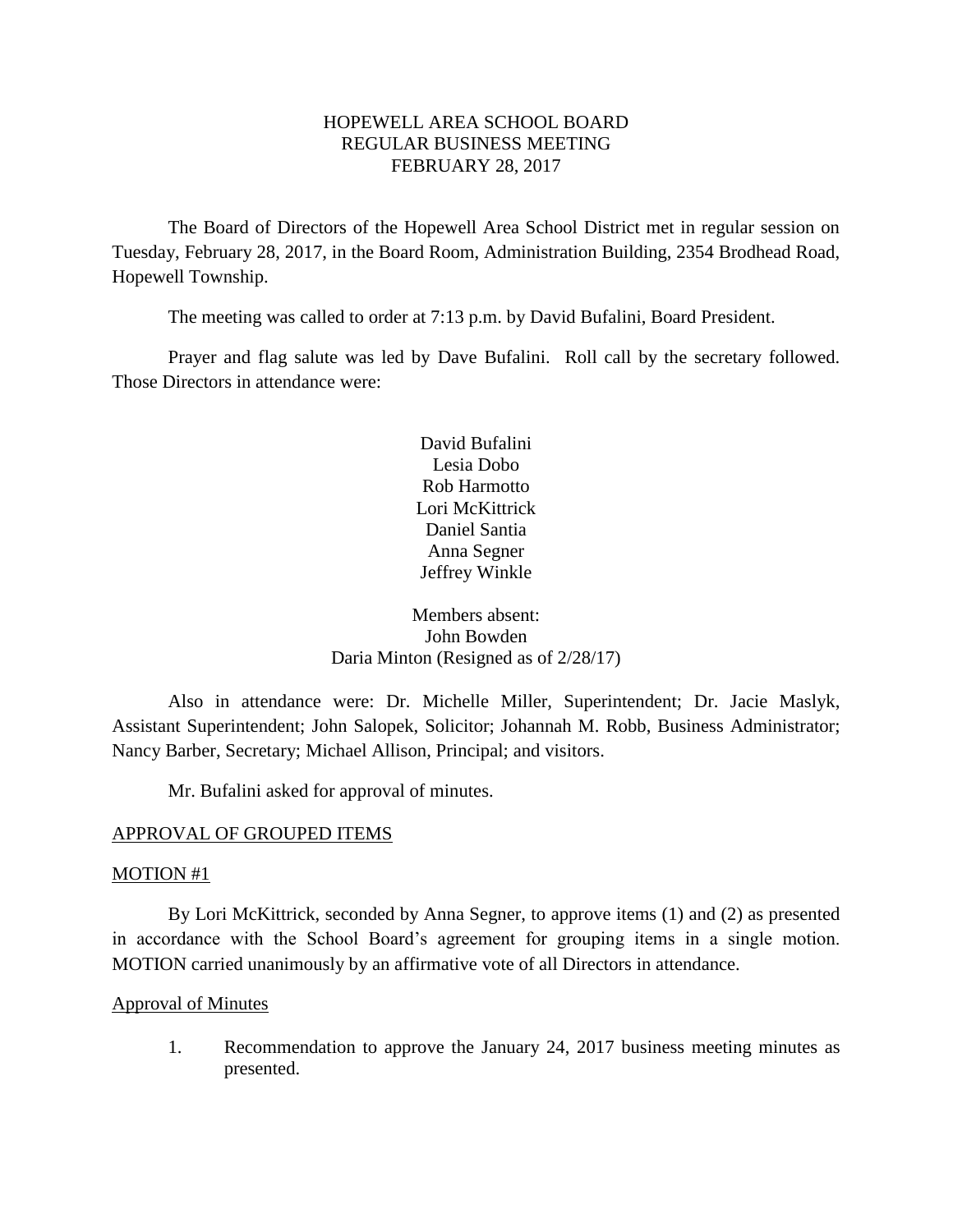# HOPEWELL AREA SCHOOL BOARD
## REGULAR BUSINESS MEETING
## FEBRUARY 28, 2017

The Board of Directors of the Hopewell Area School District met in regular session on Tuesday, February 28, 2017, in the Board Room, Administration Building, 2354 Brodhead Road, Hopewell Township.

The meeting was called to order at 7:13 p.m. by David Bufalini, Board President.

Prayer and flag salute was led by Dave Bufalini. Roll call by the secretary followed. Those Directors in attendance were:

David Bufalini
Lesia Dobo
Rob Harmotto
Lori McKittrick
Daniel Santia
Anna Segner
Jeffrey Winkle

Members absent:
John Bowden
Daria Minton (Resigned as of 2/28/17)

Also in attendance were: Dr. Michelle Miller, Superintendent; Dr. Jacie Maslyk, Assistant Superintendent; John Salopek, Solicitor; Johannah M. Robb, Business Administrator; Nancy Barber, Secretary; Michael Allison, Principal; and visitors.

Mr. Bufalini asked for approval of minutes.

APPROVAL OF GROUPED ITEMS

MOTION #1

By Lori McKittrick, seconded by Anna Segner, to approve items (1) and (2) as presented in accordance with the School Board's agreement for grouping items in a single motion. MOTION carried unanimously by an affirmative vote of all Directors in attendance.

Approval of Minutes

1. Recommendation to approve the January 24, 2017 business meeting minutes as presented.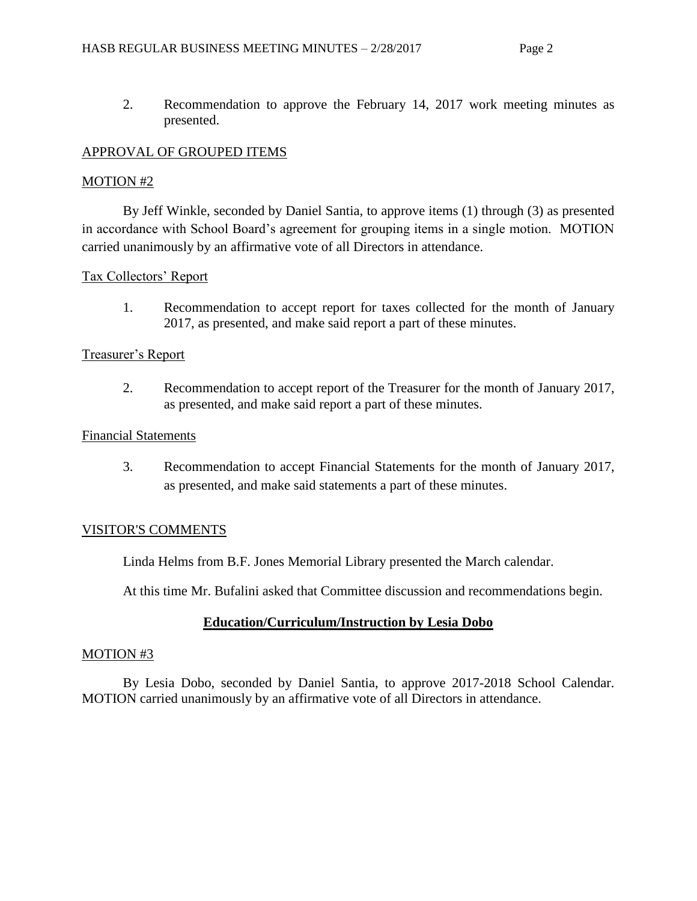2. Recommendation to approve the February 14, 2017 work meeting minutes as presented.

## APPROVAL OF GROUPED ITEMS

### MOTION #2

By Jeff Winkle, seconded by Daniel Santia, to approve items (1) through (3) as presented in accordance with School Board's agreement for grouping items in a single motion. MOTION carried unanimously by an affirmative vote of all Directors in attendance.

### Tax Collectors' Report

1. Recommendation to accept report for taxes collected for the month of January 2017, as presented, and make said report a part of these minutes.

### Treasurer's Report

2. Recommendation to accept report of the Treasurer for the month of January 2017, as presented, and make said report a part of these minutes.

### Financial Statements

3. Recommendation to accept Financial Statements for the month of January 2017, as presented, and make said statements a part of these minutes.

## VISITOR'S COMMENTS

Linda Helms from B.F. Jones Memorial Library presented the March calendar.

At this time Mr. Bufalini asked that Committee discussion and recommendations begin.

## Education/Curriculum/Instruction by Lesia Dobo

### MOTION #3

By Lesia Dobo, seconded by Daniel Santia, to approve 2017-2018 School Calendar. MOTION carried unanimously by an affirmative vote of all Directors in attendance.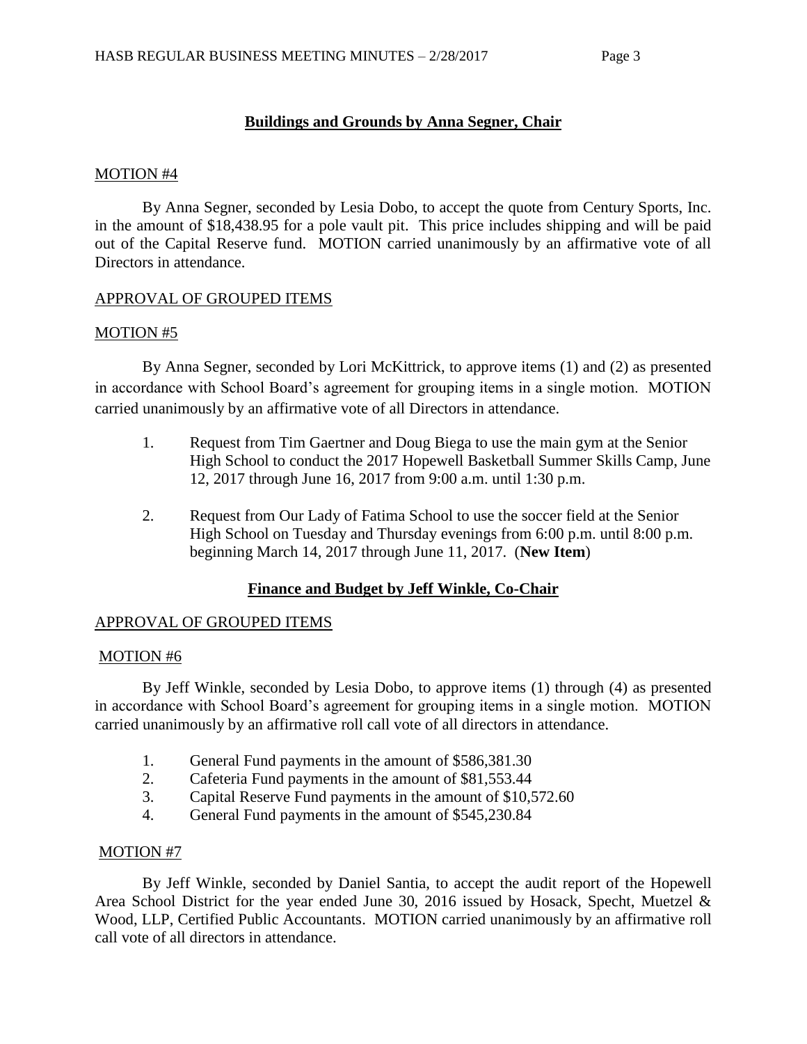## **Buildings and Grounds by Anna Segner, Chair**

MOTION #4

By Anna Segner, seconded by Lesia Dobo, to accept the quote from Century Sports, Inc. in the amount of $18,438.95 for a pole vault pit. This price includes shipping and will be paid out of the Capital Reserve fund. MOTION carried unanimously by an affirmative vote of all Directors in attendance.

APPROVAL OF GROUPED ITEMS

MOTION #5

By Anna Segner, seconded by Lori McKittrick, to approve items (1) and (2) as presented in accordance with School Board's agreement for grouping items in a single motion. MOTION carried unanimously by an affirmative vote of all Directors in attendance.

1. Request from Tim Gaertner and Doug Biega to use the main gym at the Senior High School to conduct the 2017 Hopewell Basketball Summer Skills Camp, June 12, 2017 through June 16, 2017 from 9:00 a.m. until 1:30 p.m.

2. Request from Our Lady of Fatima School to use the soccer field at the Senior High School on Tuesday and Thursday evenings from 6:00 p.m. until 8:00 p.m. beginning March 14, 2017 through June 11, 2017. (**New Item**)

## **Finance and Budget by Jeff Winkle, Co-Chair**

APPROVAL OF GROUPED ITEMS

MOTION #6

By Jeff Winkle, seconded by Lesia Dobo, to approve items (1) through (4) as presented in accordance with School Board's agreement for grouping items in a single motion. MOTION carried unanimously by an affirmative roll call vote of all directors in attendance.

1. General Fund payments in the amount of $586,381.30
2. Cafeteria Fund payments in the amount of $81,553.44
3. Capital Reserve Fund payments in the amount of $10,572.60
4. General Fund payments in the amount of $545,230.84

MOTION #7

By Jeff Winkle, seconded by Daniel Santia, to accept the audit report of the Hopewell Area School District for the year ended June 30, 2016 issued by Hosack, Specht, Muetzel & Wood, LLP, Certified Public Accountants. MOTION carried unanimously by an affirmative roll call vote of all directors in attendance.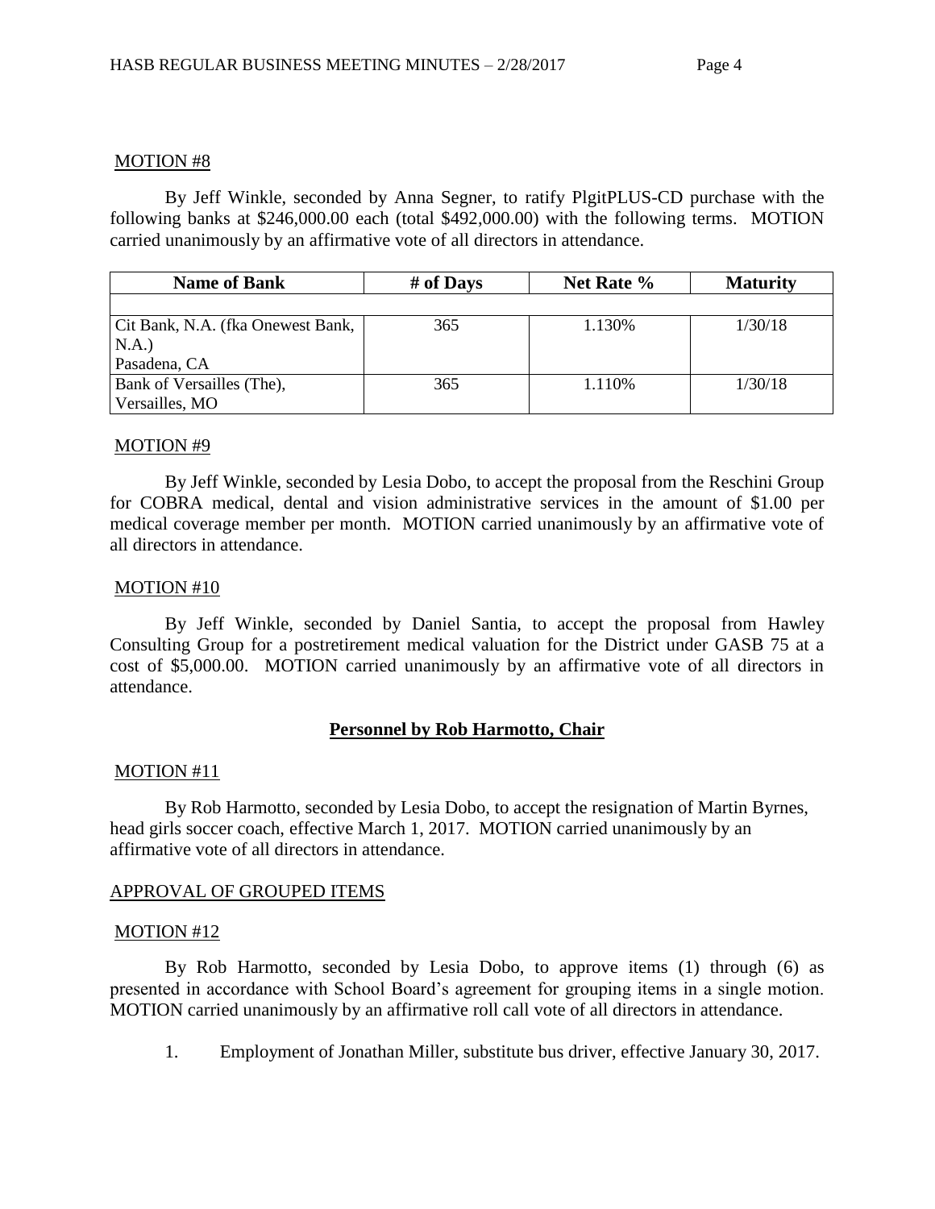MOTION #8

By Jeff Winkle, seconded by Anna Segner, to ratify PlgitPLUS-CD purchase with the following banks at $246,000.00 each (total $492,000.00) with the following terms. MOTION carried unanimously by an affirmative vote of all directors in attendance.

| Name of Bank | # of Days | Net Rate % | Maturity |
|---|---|---|---|
| | | | |
| Cit Bank, N.A. (fka Onewest Bank, N.A.) Pasadena, CA | 365 | 1.130% | 1/30/18 |
| Bank of Versailles (The), Versailles, MO | 365 | 1.110% | 1/30/18 |

MOTION #9

By Jeff Winkle, seconded by Lesia Dobo, to accept the proposal from the Reschini Group for COBRA medical, dental and vision administrative services in the amount of $1.00 per medical coverage member per month. MOTION carried unanimously by an affirmative vote of all directors in attendance.

MOTION #10

By Jeff Winkle, seconded by Daniel Santia, to accept the proposal from Hawley Consulting Group for a postretirement medical valuation for the District under GASB 75 at a cost of $5,000.00. MOTION carried unanimously by an affirmative vote of all directors in attendance.

## Personnel by Rob Harmotto, Chair

MOTION #11

By Rob Harmotto, seconded by Lesia Dobo, to accept the resignation of Martin Byrnes, head girls soccer coach, effective March 1, 2017. MOTION carried unanimously by an affirmative vote of all directors in attendance.

APPROVAL OF GROUPED ITEMS

MOTION #12

By Rob Harmotto, seconded by Lesia Dobo, to approve items (1) through (6) as presented in accordance with School Board's agreement for grouping items in a single motion. MOTION carried unanimously by an affirmative roll call vote of all directors in attendance.

1. Employment of Jonathan Miller, substitute bus driver, effective January 30, 2017.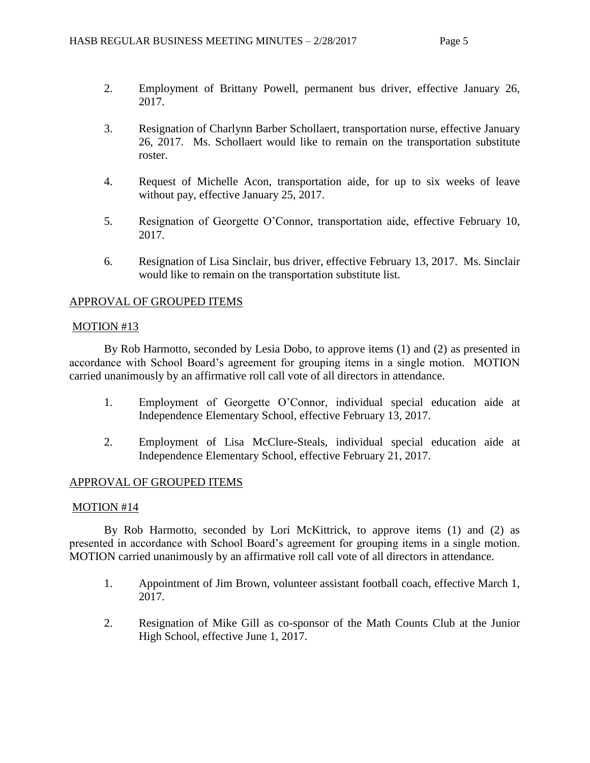2. Employment of Brittany Powell, permanent bus driver, effective January 26, 2017.

3. Resignation of Charlynn Barber Schollaert, transportation nurse, effective January 26, 2017. Ms. Schollaert would like to remain on the transportation substitute roster.

4. Request of Michelle Acon, transportation aide, for up to six weeks of leave without pay, effective January 25, 2017.

5. Resignation of Georgette O'Connor, transportation aide, effective February 10, 2017.

6. Resignation of Lisa Sinclair, bus driver, effective February 13, 2017. Ms. Sinclair would like to remain on the transportation substitute list.

APPROVAL OF GROUPED ITEMS

MOTION #13

By Rob Harmotto, seconded by Lesia Dobo, to approve items (1) and (2) as presented in accordance with School Board's agreement for grouping items in a single motion. MOTION carried unanimously by an affirmative roll call vote of all directors in attendance.

1. Employment of Georgette O'Connor, individual special education aide at Independence Elementary School, effective February 13, 2017.

2. Employment of Lisa McClure-Steals, individual special education aide at Independence Elementary School, effective February 21, 2017.

APPROVAL OF GROUPED ITEMS

MOTION #14

By Rob Harmotto, seconded by Lori McKittrick, to approve items (1) and (2) as presented in accordance with School Board's agreement for grouping items in a single motion. MOTION carried unanimously by an affirmative roll call vote of all directors in attendance.

1. Appointment of Jim Brown, volunteer assistant football coach, effective March 1, 2017.

2. Resignation of Mike Gill as co-sponsor of the Math Counts Club at the Junior High School, effective June 1, 2017.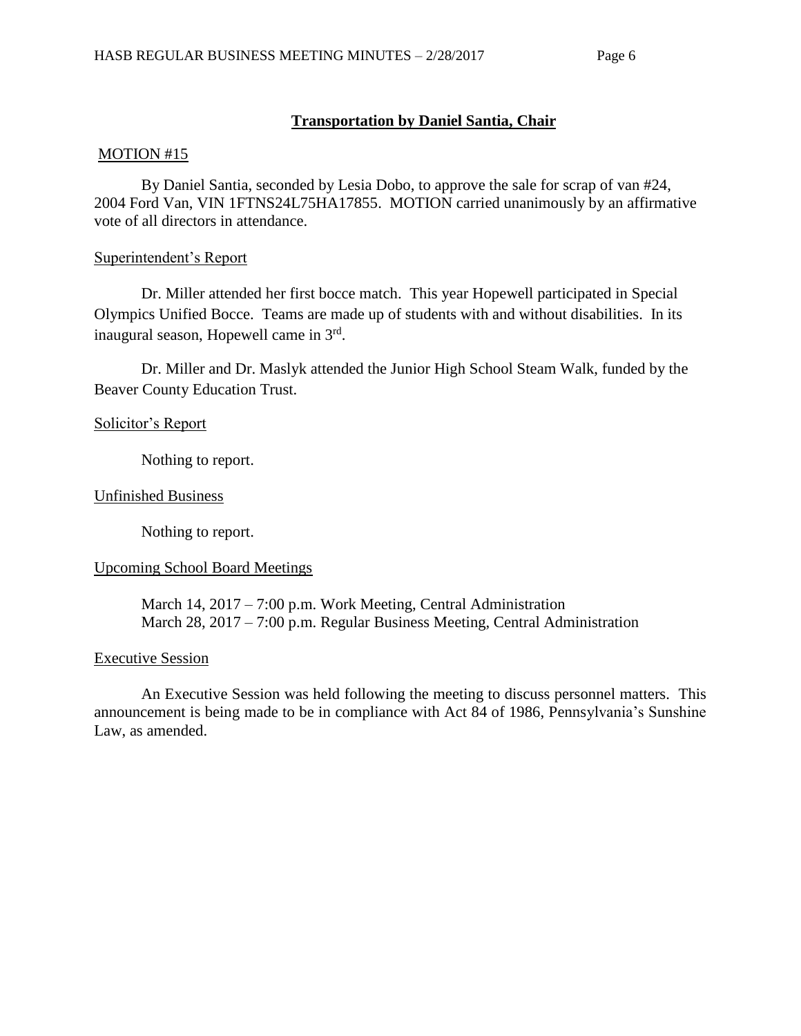## **Transportation by Daniel Santia, Chair**

MOTION #15

By Daniel Santia, seconded by Lesia Dobo, to approve the sale for scrap of van #24, 2004 Ford Van, VIN 1FTNS24L75HA17855. MOTION carried unanimously by an affirmative vote of all directors in attendance.

Superintendent's Report

Dr. Miller attended her first bocce match. This year Hopewell participated in Special Olympics Unified Bocce. Teams are made up of students with and without disabilities. In its inaugural season, Hopewell came in 3rd.

Dr. Miller and Dr. Maslyk attended the Junior High School Steam Walk, funded by the Beaver County Education Trust.

Solicitor's Report

Nothing to report.

Unfinished Business

Nothing to report.

Upcoming School Board Meetings

March 14, 2017 – 7:00 p.m. Work Meeting, Central Administration
March 28, 2017 – 7:00 p.m. Regular Business Meeting, Central Administration

Executive Session

An Executive Session was held following the meeting to discuss personnel matters. This announcement is being made to be in compliance with Act 84 of 1986, Pennsylvania's Sunshine Law, as amended.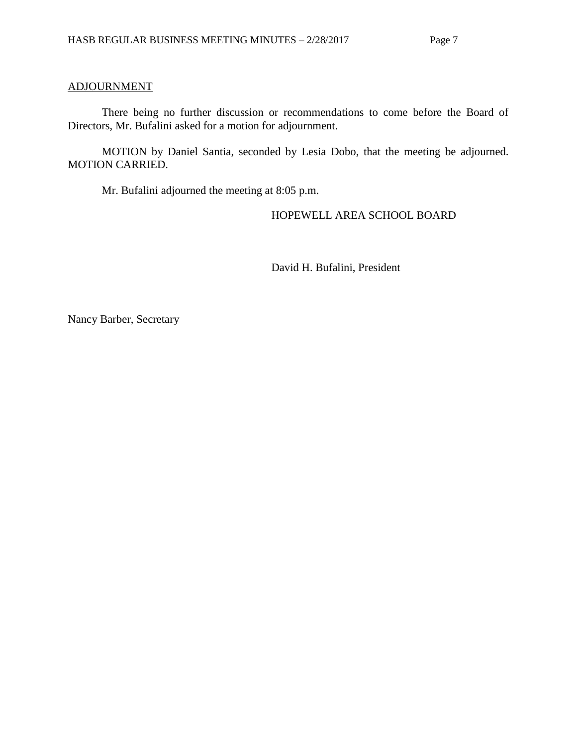## ADJOURNMENT

There being no further discussion or recommendations to come before the Board of Directors, Mr. Bufalini asked for a motion for adjournment.

MOTION by Daniel Santia, seconded by Lesia Dobo, that the meeting be adjourned. MOTION CARRIED.

Mr. Bufalini adjourned the meeting at 8:05 p.m.

HOPEWELL AREA SCHOOL BOARD

David H. Bufalini, President

Nancy Barber, Secretary